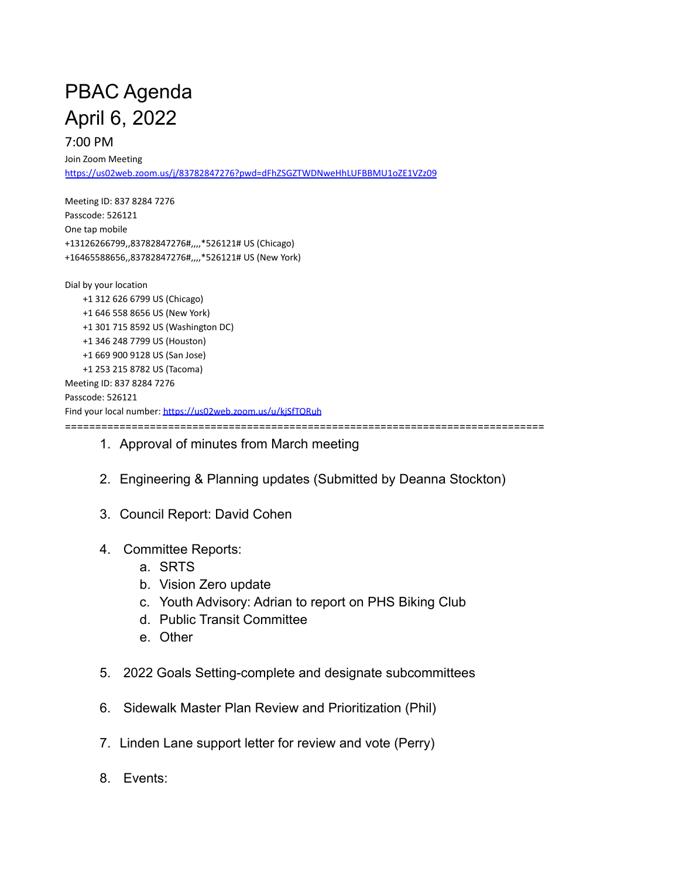# PBAC Agenda
# April 6, 2022

## 7:00 PM

Join Zoom Meeting
https://us02web.zoom.us/j/83782847276?pwd=dFhZSGZTWDNweHhLUFBBMU1oZE1VZz09

Meeting ID: 837 8284 7276
Passcode: 526121
One tap mobile
+13126266799,,83782847276#,,,,*526121# US (Chicago)
+16465588656,,83782847276#,,,,*526121# US (New York)

Dial by your location
- +1 312 626 6799 US (Chicago)
- +1 646 558 8656 US (New York)
- +1 301 715 8592 US (Washington DC)
- +1 346 248 7799 US (Houston)
- +1 669 900 9128 US (San Jose)
- +1 253 215 8782 US (Tacoma)

Meeting ID: 837 8284 7276
Passcode: 526121
Find your local number: https://us02web.zoom.us/u/kjSfTORuh

================================================================================

1. Approval of minutes from March meeting

2. Engineering & Planning updates (Submitted by Deanna Stockton)

3. Council Report: David Cohen

4. Committee Reports:
   a. SRTS
   b. Vision Zero update
   c. Youth Advisory: Adrian to report on PHS Biking Club
   d. Public Transit Committee
   e. Other

5. 2022 Goals Setting-complete and designate subcommittees

6. Sidewalk Master Plan Review and Prioritization (Phil)

7. Linden Lane support letter for review and vote (Perry)

8. Events: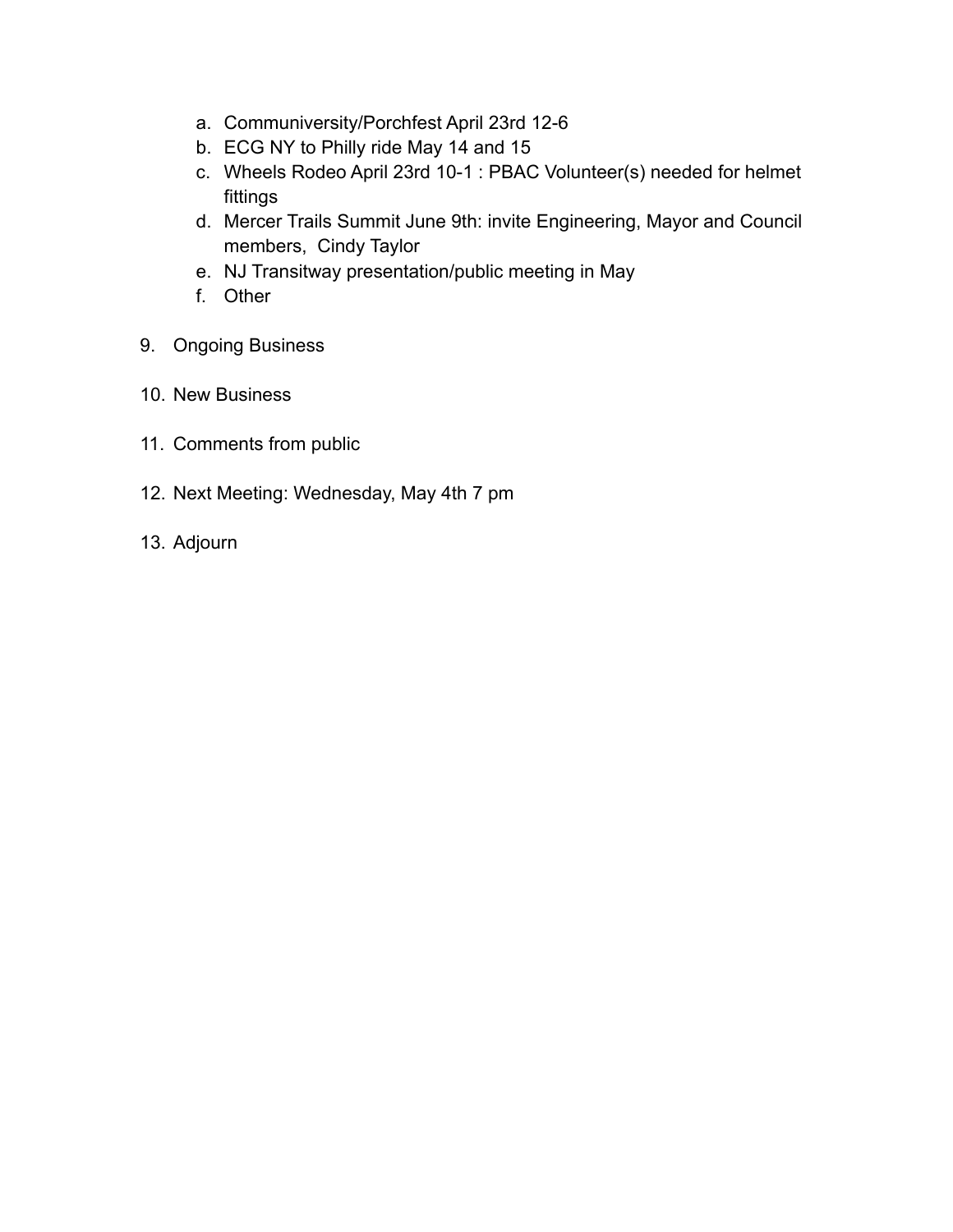a. Communiversity/Porchfest April 23rd 12-6
   b. ECG NY to Philly ride May 14 and 15
   c. Wheels Rodeo April 23rd 10-1 : PBAC Volunteer(s) needed for helmet fittings
   d. Mercer Trails Summit June 9th: invite Engineering, Mayor and Council members,  Cindy Taylor
   e. NJ Transitway presentation/public meeting in May
   f. Other

9. Ongoing Business

10. New Business

11. Comments from public

12. Next Meeting: Wednesday, May 4th 7 pm

13. Adjourn